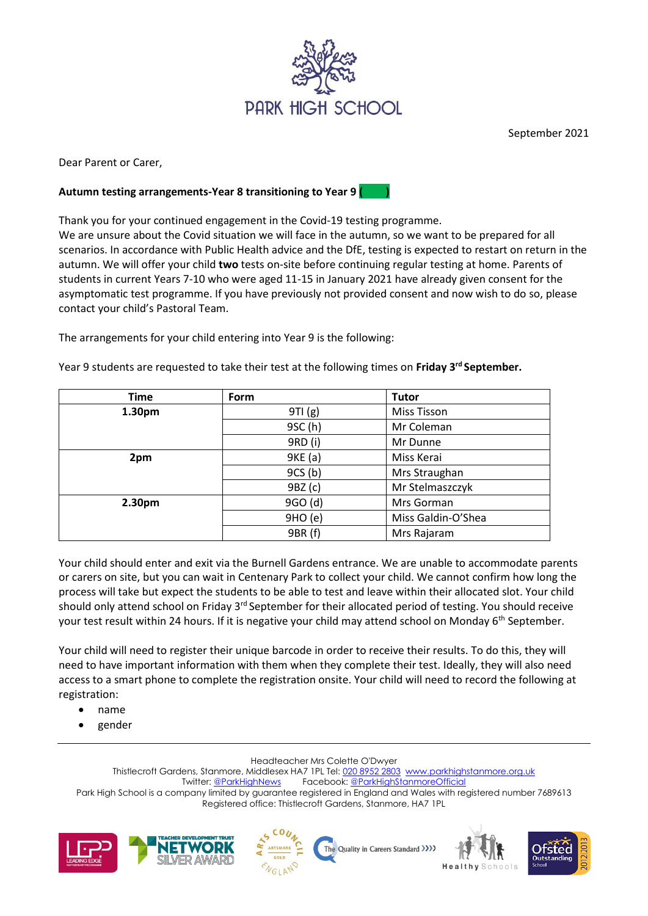PARK HIGH SCHOOL

September 2021

Dear Parent or Carer,

**Autumn testing arrangements-Year 8 transitioning to Year 9 (     )**

Thank you for your continued engagement in the Covid-19 testing programme.
We are unsure about the Covid situation we will face in the autumn, so we want to be prepared for all scenarios. In accordance with Public Health advice and the DfE, testing is expected to restart on return in the autumn. We will offer your child **two** tests on-site before continuing regular testing at home. Parents of students in current Years 7-10 who were aged 11-15 in January 2021 have already given consent for the asymptomatic test programme. If you have previously not provided consent and now wish to do so, please contact your child's Pastoral Team.

The arrangements for your child entering into Year 9 is the following:

Year 9 students are requested to take their test at the following times on **Friday 3rd September.**

| Time | Form | Tutor |
|---|---|---|
| **1.30pm** | 9TI (g) | Miss Tisson |
| | 9SC (h) | Mr Coleman |
| | 9RD (i) | Mr Dunne |
| **2pm** | 9KE (a) | Miss Kerai |
| | 9CS (b) | Mrs Straughan |
| | 9BZ (c) | Mr Stelmaszczyk |
| **2.30pm** | 9GO (d) | Mrs Gorman |
| | 9HO (e) | Miss Galdin-O'Shea |
| | 9BR (f) | Mrs Rajaram |

Your child should enter and exit via the Burnell Gardens entrance. We are unable to accommodate parents or carers on site, but you can wait in Centenary Park to collect your child. We cannot confirm how long the process will take but expect the students to be able to test and leave within their allocated slot. Your child should only attend school on Friday 3rd September for their allocated period of testing. You should receive your test result within 24 hours. If it is negative your child may attend school on Monday 6th September.

Your child will need to register their unique barcode in order to receive their results. To do this, they will need to have important information with them when they complete their test. Ideally, they will also need access to a smart phone to complete the registration onsite. Your child will need to record the following at registration:

- name
- gender

Headteacher Mrs Colette O'Dwyer
Thistlecroft Gardens, Stanmore, Middlesex HA7 1PL Tel: 020 8952 2803 www.parkhighstanmore.org.uk
Twitter: @ParkHighNews Facebook: @ParkHighStanmoreOfficial
Park High School is a company limited by guarantee registered in England and Wales with registered number 7689613
Registered office: Thistlecroft Gardens, Stanmore, HA7 1PL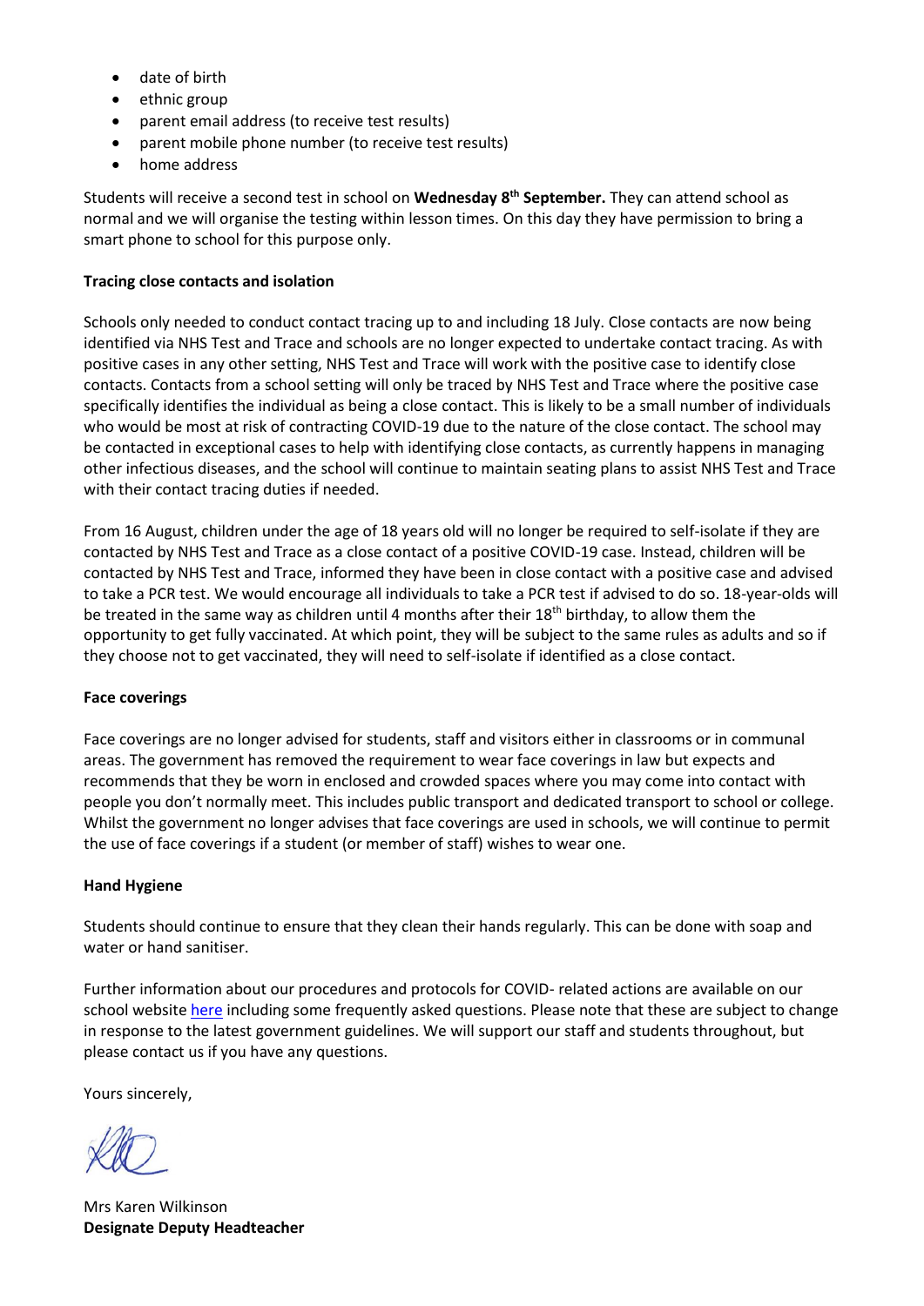- date of birth
- ethnic group
- parent email address (to receive test results)
- parent mobile phone number (to receive test results)
- home address

Students will receive a second test in school on **Wednesday 8th September.** They can attend school as normal and we will organise the testing within lesson times. On this day they have permission to bring a smart phone to school for this purpose only.

**Tracing close contacts and isolation**

Schools only needed to conduct contact tracing up to and including 18 July. Close contacts are now being identified via NHS Test and Trace and schools are no longer expected to undertake contact tracing. As with positive cases in any other setting, NHS Test and Trace will work with the positive case to identify close contacts. Contacts from a school setting will only be traced by NHS Test and Trace where the positive case specifically identifies the individual as being a close contact. This is likely to be a small number of individuals who would be most at risk of contracting COVID-19 due to the nature of the close contact. The school may be contacted in exceptional cases to help with identifying close contacts, as currently happens in managing other infectious diseases, and the school will continue to maintain seating plans to assist NHS Test and Trace with their contact tracing duties if needed.

From 16 August, children under the age of 18 years old will no longer be required to self-isolate if they are contacted by NHS Test and Trace as a close contact of a positive COVID-19 case. Instead, children will be contacted by NHS Test and Trace, informed they have been in close contact with a positive case and advised to take a PCR test. We would encourage all individuals to take a PCR test if advised to do so. 18-year-olds will be treated in the same way as children until 4 months after their 18th birthday, to allow them the opportunity to get fully vaccinated. At which point, they will be subject to the same rules as adults and so if they choose not to get vaccinated, they will need to self-isolate if identified as a close contact.

**Face coverings**

Face coverings are no longer advised for students, staff and visitors either in classrooms or in communal areas. The government has removed the requirement to wear face coverings in law but expects and recommends that they be worn in enclosed and crowded spaces where you may come into contact with people you don't normally meet. This includes public transport and dedicated transport to school or college. Whilst the government no longer advises that face coverings are used in schools, we will continue to permit the use of face coverings if a student (or member of staff) wishes to wear one.

**Hand Hygiene**

Students should continue to ensure that they clean their hands regularly. This can be done with soap and water or hand sanitiser.

Further information about our procedures and protocols for COVID- related actions are available on our school website here including some frequently asked questions. Please note that these are subject to change in response to the latest government guidelines. We will support our staff and students throughout, but please contact us if you have any questions.

Yours sincerely,

Mrs Karen Wilkinson
**Designate Deputy Headteacher**